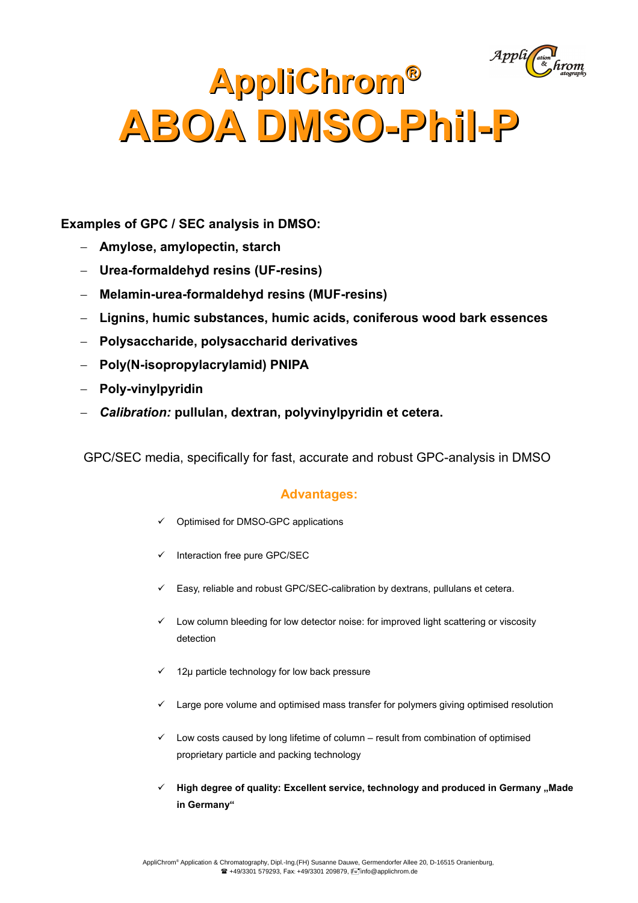# AppliChrom®
# ABOA DMSO-Phil-P

**Examples of GPC / SEC analysis in DMSO:**

- **Amylose, amylopectin, starch**
- **Urea-formaldehyd resins (UF-resins)**
- **Melamin-urea-formaldehyd resins (MUF-resins)**
- **Lignins, humic substances, humic acids, coniferous wood bark essences**
- **Polysaccharide, polysaccharid derivatives**
- **Poly(N-isopropylacrylamid) PNIPA**
- **Poly-vinylpyridin**
- ***Calibration:* pullulan, dextran, polyvinylpyridin et cetera.**

GPC/SEC media, specifically for fast, accurate and robust GPC-analysis in DMSO

## Advantages:

- ✓ Optimised for DMSO-GPC applications
- ✓ Interaction free pure GPC/SEC
- ✓ Easy, reliable and robust GPC/SEC-calibration by dextrans, pullulans et cetera.
- ✓ Low column bleeding for low detector noise: for improved light scattering or viscosity detection
- ✓ 12µ particle technology for low back pressure
- ✓ Large pore volume and optimised mass transfer for polymers giving optimised resolution
- ✓ Low costs caused by long lifetime of column – result from combination of optimised proprietary particle and packing technology
- ✓ **High degree of quality: Excellent service, technology and produced in Germany „Made in Germany“**

AppliChrom® Application & Chromatography, Dipl.-Ing.(FH) Susanne Dauwe, Germendorfer Allee 20, D-16515 Oranienburg, ☎ +49/3301 579293, Fax: +49/3301 209879, info@applichrom.de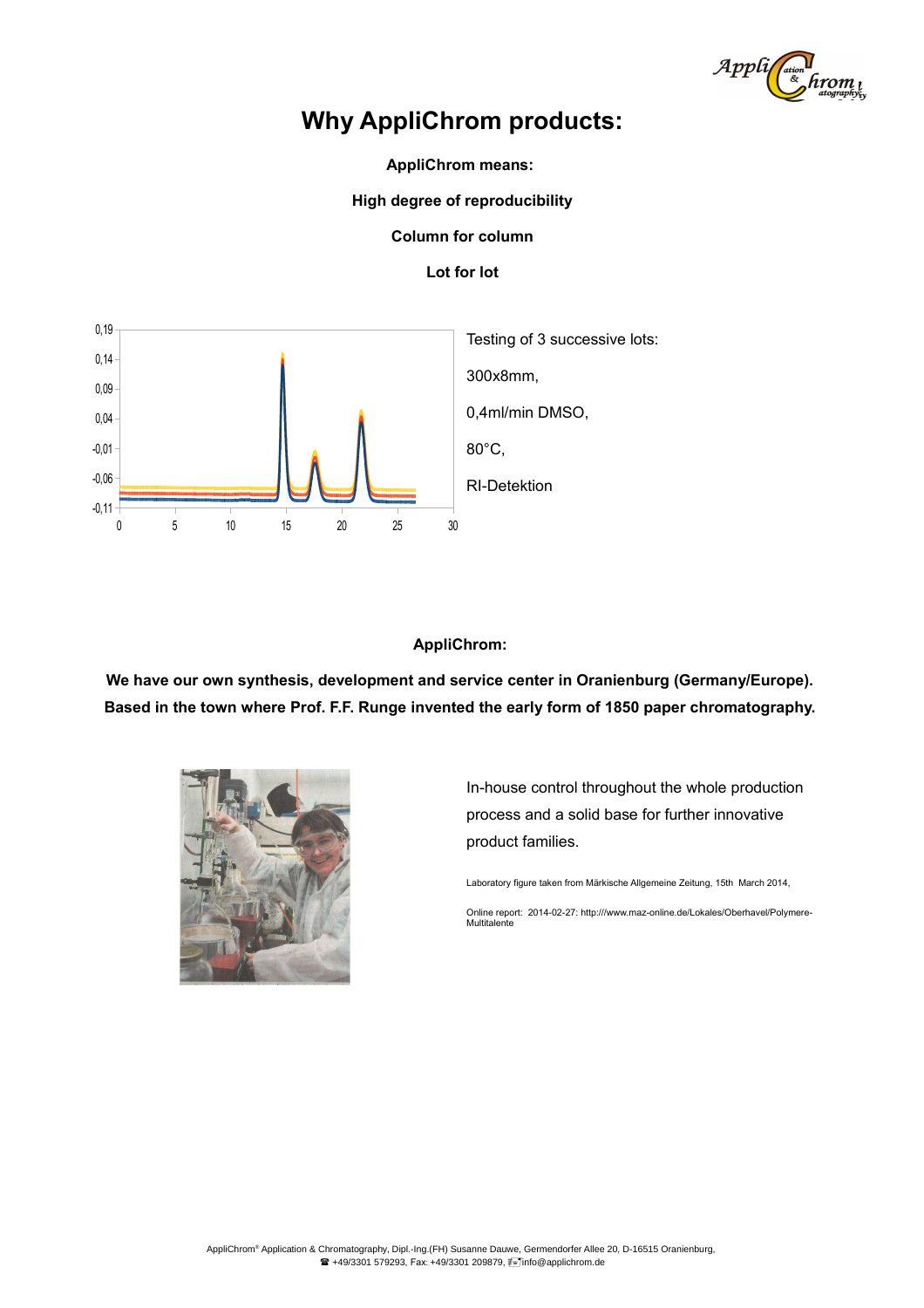# Why AppliChrom products:

**AppliChrom means:**

**High degree of reproducibility**

**Column for column**

**Lot for lot**

Testing of 3 successive lots:

300x8mm,

0,4ml/min DMSO,

80°C,

RI-Detektion

**AppliChrom:**

**We have our own synthesis, development and service center in Oranienburg (Germany/Europe). Based in the town where Prof. F.F. Runge invented the early form of 1850 paper chromatography.**

In-house control throughout the whole production process and a solid base for further innovative product families.

Laboratory figure taken from Märkische Allgemeine Zeitung, 15th March 2014,

Online report: 2014-02-27: http:///www.maz-online.de/Lokales/Oberhavel/Polymere-Multitalente

AppliChrom® Application & Chromatography, Dipl.-Ing.(FH) Susanne Dauwe, Germendorfer Allee 20, D-16515 Oranienburg, ☎ +49/3301 579293, Fax: +49/3301 209879, info@applichrom.de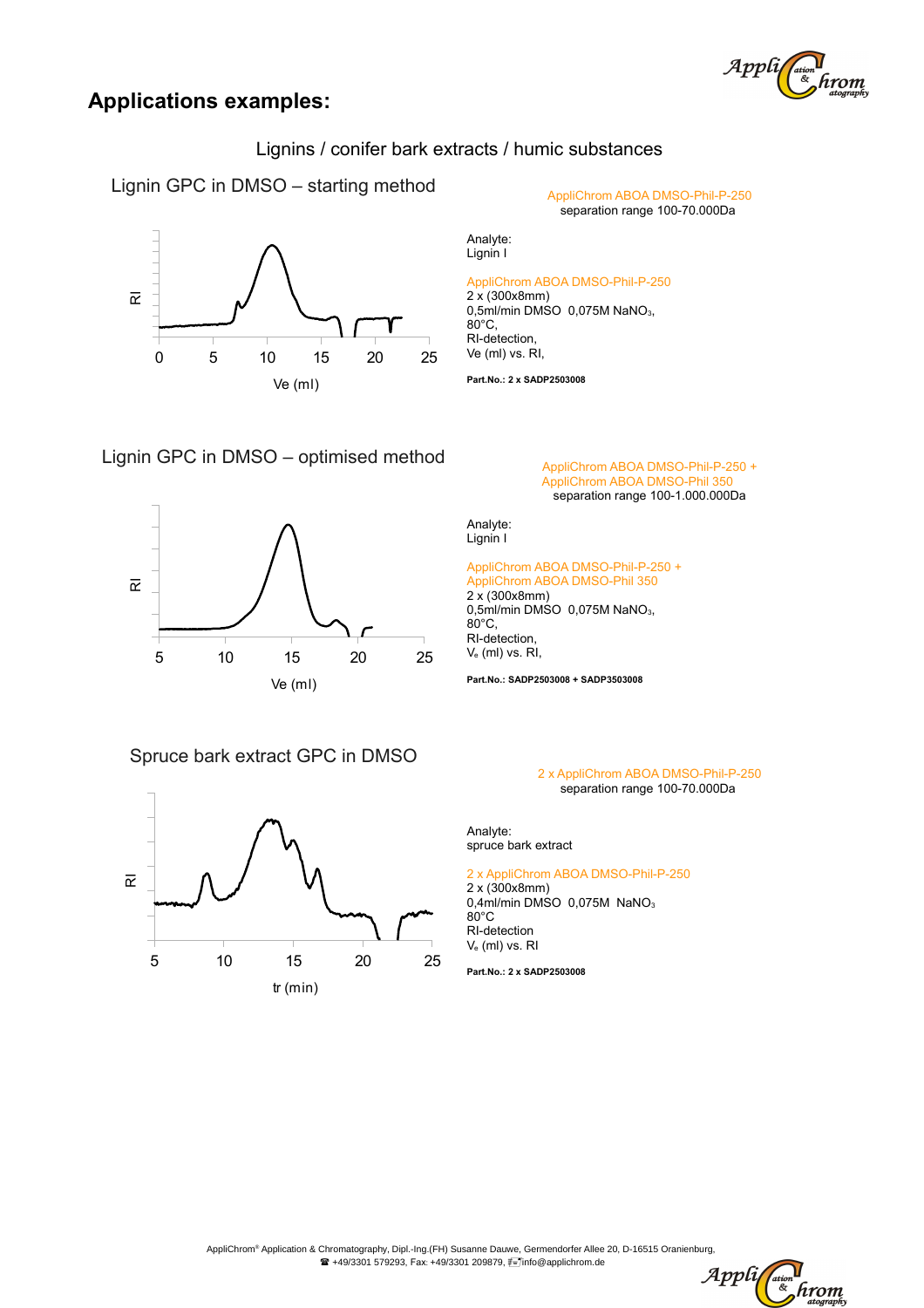## Applications examples:

### Lignins / conifer bark extracts / humic substances

#### Lignin GPC in DMSO – starting method

AppliChrom ABOA DMSO-Phil-P-250
separation range 100-70.000Da

Analyte:
Lignin I

AppliChrom ABOA DMSO-Phil-P-250
2 x (300x8mm)
0,5ml/min DMSO 0,075M $NaNO_3$,
80°C,
RI-detection,
Ve (ml) vs. RI,

**Part.No.: 2 x SADP2503008**

#### Lignin GPC in DMSO – optimised method

AppliChrom ABOA DMSO-Phil-P-250 +
AppliChrom ABOA DMSO-Phil 350
separation range 100-1.000.000Da

Analyte:
Lignin I

AppliChrom ABOA DMSO-Phil-P-250 +
AppliChrom ABOA DMSO-Phil 350
2 x (300x8mm)
0,5ml/min DMSO 0,075M $NaNO_3$,
80°C,
RI-detection,
$V_e$ (ml) vs. RI,

**Part.No.: SADP2503008 + SADP3503008**

#### Spruce bark extract GPC in DMSO

2 x AppliChrom ABOA DMSO-Phil-P-250
separation range 100-70.000Da

Analyte:
spruce bark extract

2 x AppliChrom ABOA DMSO-Phil-P-250
2 x (300x8mm)
0,4ml/min DMSO 0,075M $NaNO_3$
80°C
RI-detection
$V_e$ (ml) vs. RI

**Part.No.: 2 x SADP2503008**

AppliChrom® Application & Chromatography, Dipl.-Ing.(FH) Susanne Dauwe, Germendorfer Allee 20, D-16515 Oranienburg,
☎ +49/3301 579293, Fax: +49/3301 209879, info@applichrom.de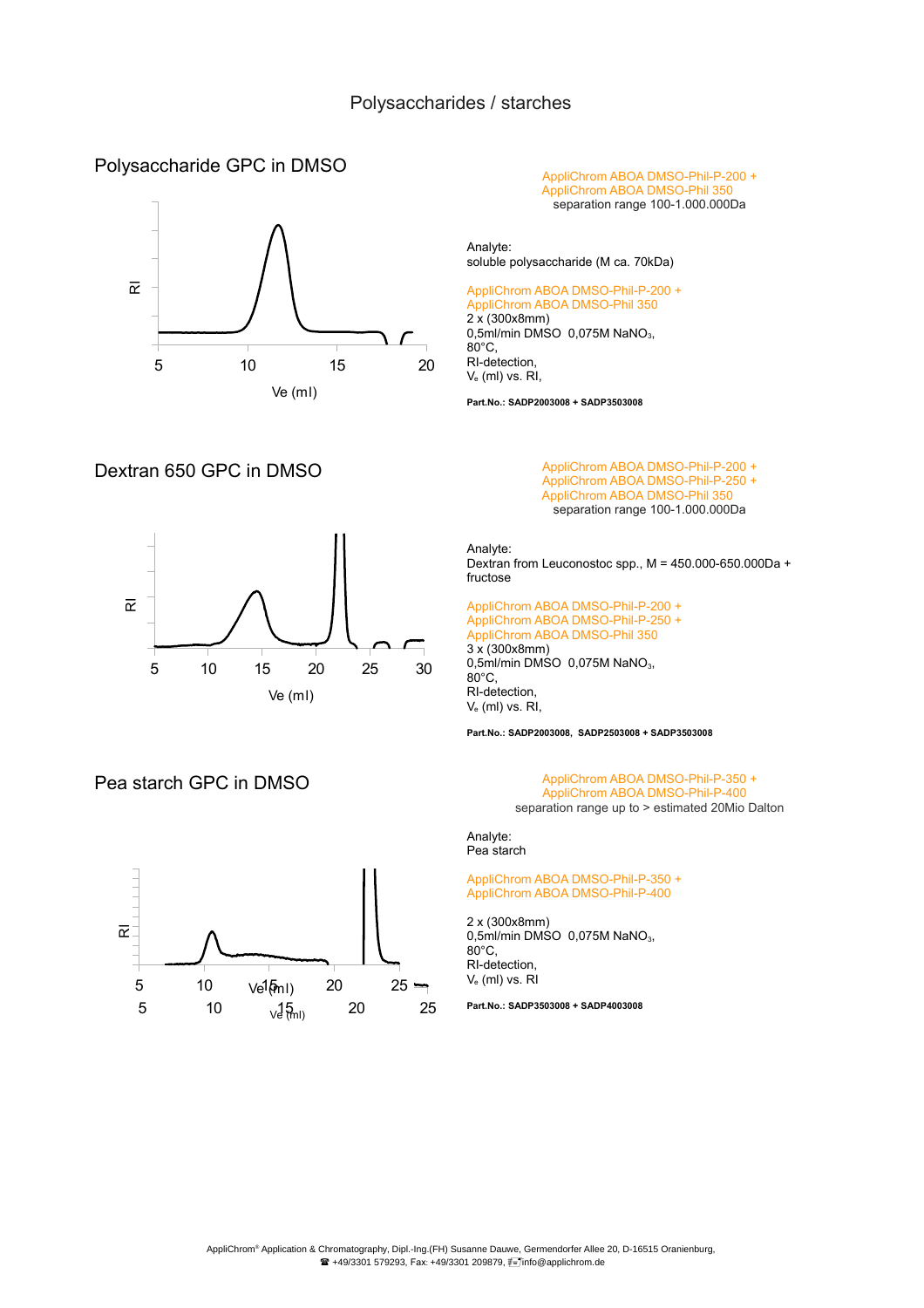# Polysaccharides / starches

## Polysaccharide GPC in DMSO

AppliChrom ABOA DMSO-Phil-P-200 +
AppliChrom ABOA DMSO-Phil 350
separation range 100-1.000.000Da

Analyte:
soluble polysaccharide (M ca. 70kDa)

AppliChrom ABOA DMSO-Phil-P-200 +
AppliChrom ABOA DMSO-Phil 350
2 x (300x8mm)
0,5ml/min DMSO 0,075M $NaNO_3$,
80°C,
RI-detection,
$V_e$ (ml) vs. RI,

**Part.No.: SADP2003008 + SADP3503008**

## Dextran 650 GPC in DMSO

AppliChrom ABOA DMSO-Phil-P-200 +
AppliChrom ABOA DMSO-Phil-P-250 +
AppliChrom ABOA DMSO-Phil 350
separation range 100-1.000.000Da

Analyte:
Dextran from Leuconostoc spp., M = 450.000-650.000Da + fructose

AppliChrom ABOA DMSO-Phil-P-200 +
AppliChrom ABOA DMSO-Phil-P-250 +
AppliChrom ABOA DMSO-Phil 350
3 x (300x8mm)
0,5ml/min DMSO 0,075M $NaNO_3$,
80°C,
RI-detection,
$V_e$ (ml) vs. RI,

**Part.No.: SADP2003008, SADP2503008 + SADP3503008**

## Pea starch GPC in DMSO

AppliChrom ABOA DMSO-Phil-P-350 +
AppliChrom ABOA DMSO-Phil-P-400
separation range up to > estimated 20Mio Dalton

Analyte:
Pea starch

AppliChrom ABOA DMSO-Phil-P-350 +
AppliChrom ABOA DMSO-Phil-P-400

2 x (300x8mm)
0,5ml/min DMSO 0,075M $NaNO_3$,
80°C,
RI-detection,
$V_e$ (ml) vs. RI

**Part.No.: SADP3503008 + SADP4003008**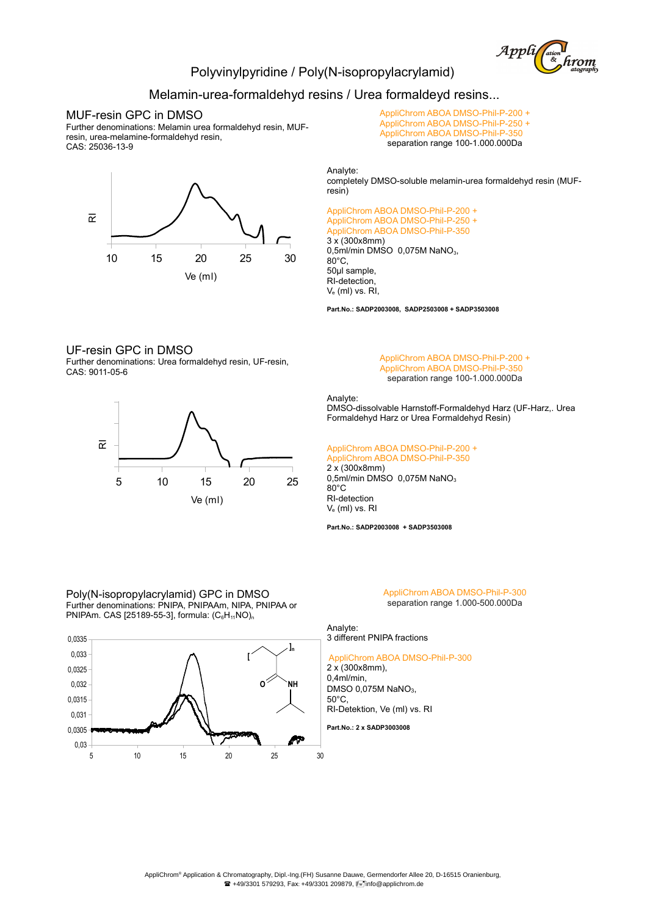# Polyvinylpyridine / Poly(N-isopropylacrylamid)

## Melamin-urea-formaldehyd resins / Urea formaldeyd resins...

### MUF-resin GPC in DMSO

Further denominations: Melamin urea formaldehyd resin, MUF-resin, urea-melamine-formaldehyde resin,
CAS: 25036-13-9

AppliChrom ABOA DMSO-Phil-P-200 +
AppliChrom ABOA DMSO-Phil-P-250 +
AppliChrom ABOA DMSO-Phil-P-350
separation range 100-1.000.000Da

Analyte:
completely DMSO-soluble melamin-urea formaldehyd resin (MUF-resin)

AppliChrom ABOA DMSO-Phil-P-200 +
AppliChrom ABOA DMSO-Phil-P-250 +
AppliChrom ABOA DMSO-Phil-P-350
3 x (300x8mm)
0,5ml/min DMSO 0,075M $NaNO_3$,
80°C,
50µl sample,
RI-detection,
$V_e$ (ml) vs. RI,

**Part.No.: SADP2003008, SADP2503008 + SADP3503008**

### UF-resin GPC in DMSO

Further denominations: Urea formaldehyd resin, UF-resin,
CAS: 9011-05-6

AppliChrom ABOA DMSO-Phil-P-200 +
AppliChrom ABOA DMSO-Phil-P-350
separation range 100-1.000.000Da

Analyte:
DMSO-dissolvable Harnstoff-Formaldehyd Harz (UF-Harz,. Urea Formaldehyd Harz or Urea Formaldehyd Resin)

AppliChrom ABOA DMSO-Phil-P-200 +
AppliChrom ABOA DMSO-Phil-P-350
2 x (300x8mm)
0,5ml/min DMSO 0,075M $NaNO_3$
80°C
RI-detection
$V_e$ (ml) vs. RI

**Part.No.: SADP2003008 + SADP3503008**

### Poly(N-isopropylacrylamid) GPC in DMSO

Further denominations: PNIPA, PNIPAAm, NIPA, PNIPAA or PNIPAm. CAS [25189-55-3], formula: $(C_6H_{11}NO)_n$

AppliChrom ABOA DMSO-Phil-P-300
separation range 1.000-500.000Da

Analyte:
3 different PNIPA fractions

AppliChrom ABOA DMSO-Phil-P-300
2 x (300x8mm),
0,4ml/min,
DMSO 0,075M $NaNO_3$,
50°C,
RI-Detektion, Ve (ml) vs. RI

**Part.No.: 2 x SADP3003008**

AppliChrom® Application & Chromatography, Dipl.-Ing.(FH) Susanne Dauwe, Germendorfer Allee 20, D-16515 Oranienburg,
☎ +49/3301 579293, Fax: +49/3301 209879, info@applichrom.de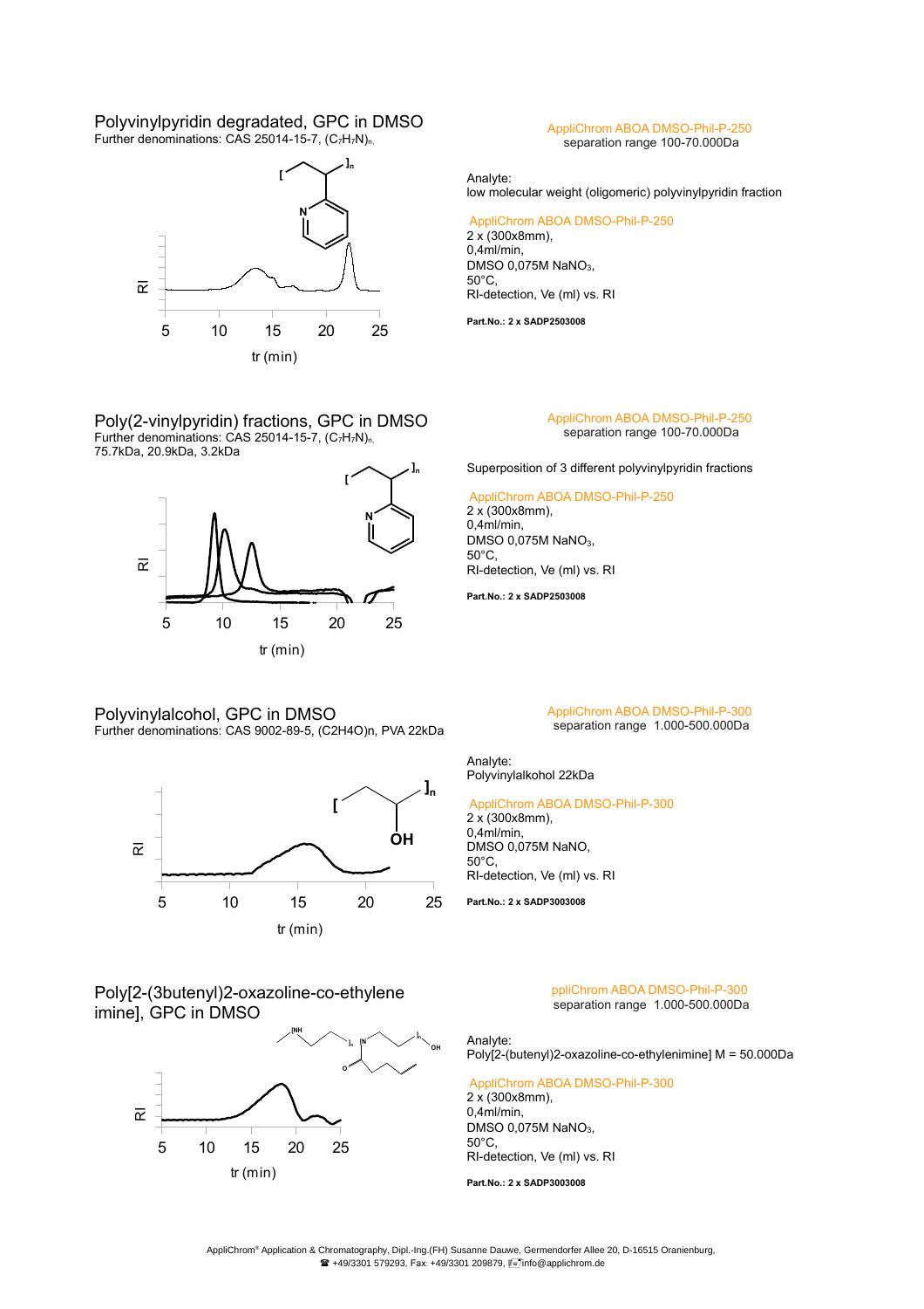## Polyvinylpyridin degradated, GPC in DMSO

Further denominations: CAS 25014-15-7, $(C_7H_7N)_n$

AppliChrom ABOA DMSO-Phil-P-250
separation range 100-70.000Da

Analyte:
low molecular weight (oligomeric) polyvinylpyridin fraction

AppliChrom ABOA DMSO-Phil-P-250
2 x (300x8mm),
0,4ml/min,
DMSO 0,075M $NaNO_3$,
50°C,
RI-detection, Ve (ml) vs. RI

**Part.No.: 2 x SADP2503008**

## Poly(2-vinylpyridin) fractions, GPC in DMSO

Further denominations: CAS 25014-15-7, $(C_7H_7N)_n$
75.7kDa, 20.9kDa, 3.2kDa

AppliChrom ABOA DMSO-Phil-P-250
separation range 100-70.000Da

Superposition of 3 different polyvinylpyridin fractions

AppliChrom ABOA DMSO-Phil-P-250
2 x (300x8mm),
0,4ml/min,
DMSO 0,075M $NaNO_3$,
50°C,
RI-detection, Ve (ml) vs. RI

**Part.No.: 2 x SADP2503008**

## Polyvinylalcohol, GPC in DMSO

Further denominations: CAS 9002-89-5, (C2H4O)n, PVA 22kDa

AppliChrom ABOA DMSO-Phil-P-300
separation range 1.000-500.000Da

Analyte:
Polyvinylalkohol 22kDa

AppliChrom ABOA DMSO-Phil-P-300
2 x (300x8mm),
0,4ml/min,
DMSO 0,075M NaNO,
50°C,
RI-detection, Ve (ml) vs. RI

**Part.No.: 2 x SADP3003008**

## Poly[2-(3butenyl)2-oxazoline-co-ethylene imine], GPC in DMSO

ppliChrom ABOA DMSO-Phil-P-300
separation range 1.000-500.000Da

Analyte:
Poly[2-(butenyl)2-oxazoline-co-ethylenimine] M = 50.000Da

AppliChrom ABOA DMSO-Phil-P-300
2 x (300x8mm),
0,4ml/min,
DMSO 0,075M $NaNO_3$,
50°C,
RI-detection, Ve (ml) vs. RI

**Part.No.: 2 x SADP3003008**

AppliChrom® Application & Chromatography, Dipl.-Ing.(FH) Susanne Dauwe, Germendorfer Allee 20, D-16515 Oranienburg,
☎ +49/3301 579293, Fax: +49/3301 209879, info@applichrom.de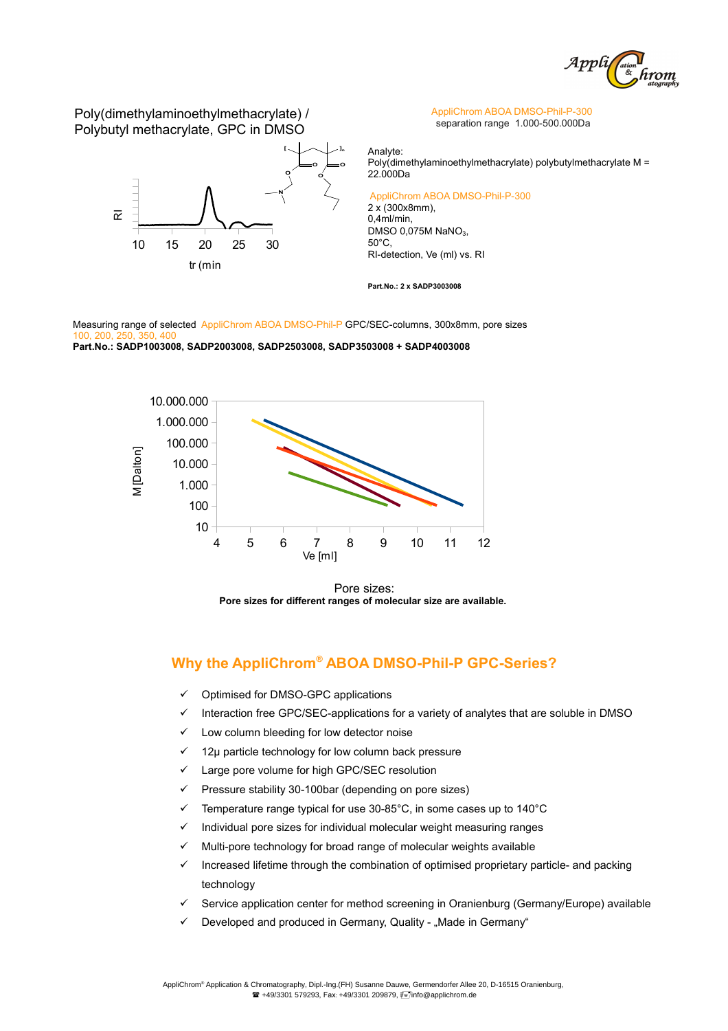## Poly(dimethylaminoethylmethacrylate) / Polybutyl methacrylate, GPC in DMSO

AppliChrom ABOA DMSO-Phil-P-300
separation range 1.000-500.000Da

Analyte:
Poly(dimethylaminoethylmethacrylate) polybutylmethacrylate M = 22.000Da

AppliChrom ABOA DMSO-Phil-P-300
2 x (300x8mm),
0,4ml/min,
DMSO 0,075M $NaNO_3$,
50°C,
RI-detection, Ve (ml) vs. RI

**Part.No.: 2 x SADP3003008**

Measuring range of selected AppliChrom ABOA DMSO-Phil-P GPC/SEC-columns, 300x8mm, pore sizes 100, 200, 250, 350, 400
**Part.No.: SADP1003008, SADP2003008, SADP2503008, SADP3503008 + SADP4003008**

Pore sizes:
**Pore sizes for different ranges of molecular size are available.**

## Why the AppliChrom® ABOA DMSO-Phil-P GPC-Series?

- ✓ Optimised for DMSO-GPC applications
- ✓ Interaction free GPC/SEC-applications for a variety of analytes that are soluble in DMSO
- ✓ Low column bleeding for low detector noise
- ✓ 12µ particle technology for low column back pressure
- ✓ Large pore volume for high GPC/SEC resolution
- ✓ Pressure stability 30-100bar (depending on pore sizes)
- ✓ Temperature range typical for use 30-85°C, in some cases up to 140°C
- ✓ Individual pore sizes for individual molecular weight measuring ranges
- ✓ Multi-pore technology for broad range of molecular weights available
- ✓ Increased lifetime through the combination of optimised proprietary particle- and packing technology
- ✓ Service application center for method screening in Oranienburg (Germany/Europe) available
- ✓ Developed and produced in Germany, Quality - „Made in Germany"

AppliChrom® Application & Chromatography, Dipl.-Ing.(FH) Susanne Dauwe, Germendorfer Allee 20, D-16515 Oranienburg,
☎ +49/3301 579293, Fax: +49/3301 209879, info@applichrom.de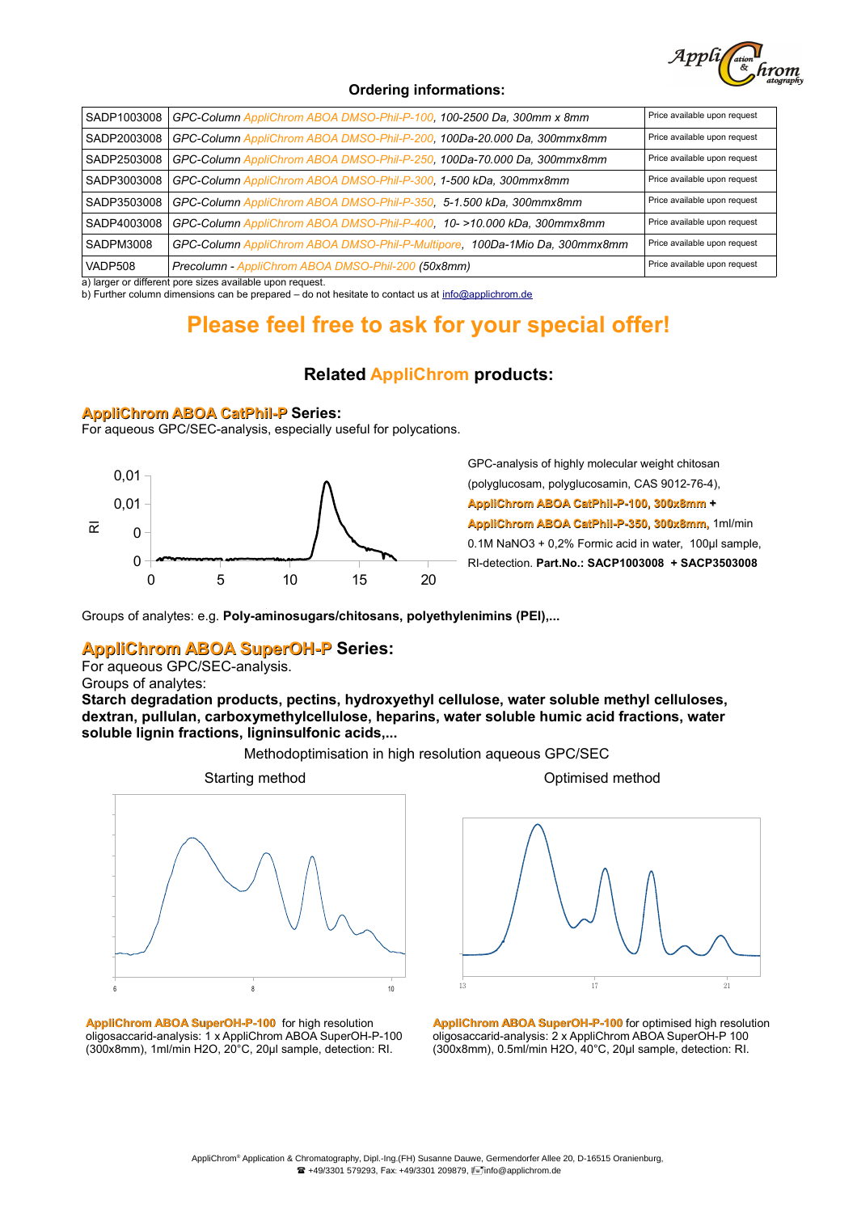## Ordering informations:

| | | |
|---|---|---|
| SADP1003008 | *GPC-Column AppliChrom ABOA DMSO-Phil-P-100, 100-2500 Da, 300mm x 8mm* | Price available upon request |
| SADP2003008 | *GPC-Column AppliChrom ABOA DMSO-Phil-P-200, 100Da-20.000 Da, 300mmx8mm* | Price available upon request |
| SADP2503008 | *GPC-Column AppliChrom ABOA DMSO-Phil-P-250, 100Da-70.000 Da, 300mmx8mm* | Price available upon request |
| SADP3003008 | *GPC-Column AppliChrom ABOA DMSO-Phil-P-300, 1-500 kDa, 300mmx8mm* | Price available upon request |
| SADP3503008 | *GPC-Column AppliChrom ABOA DMSO-Phil-P-350, 5-1.500 kDa, 300mmx8mm* | Price available upon request |
| SADP4003008 | *GPC-Column AppliChrom ABOA DMSO-Phil-P-400, 10- >10.000 kDa, 300mmx8mm* | Price available upon request |
| SADPM3008 | *GPC-Column AppliChrom ABOA DMSO-Phil-P-Multipore, 100Da-1Mio Da, 300mmx8mm* | Price available upon request |
| VADP508 | *Precolumn - AppliChrom ABOA DMSO-Phil-200 (50x8mm)* | Price available upon request |

a) larger or different pore sizes available upon request.
b) Further column dimensions can be prepared – do not hesitate to contact us at info@applichrom.de

# Please feel free to ask for your special offer!

## Related AppliChrom products:

### AppliChrom ABOA CatPhil-P Series:

For aqueous GPC/SEC-analysis, especially useful for polycations.

GPC-analysis of highly molecular weight chitosan (polyglucosam, polyglucosamin, CAS 9012-76-4), **AppliChrom ABOA CatPhil-P-100, 300x8mm + AppliChrom ABOA CatPhil-P-350, 300x8mm**, 1ml/min 0.1M NaNO3 + 0,2% Formic acid in water, 100µl sample, RI-detection. **Part.No.: SACP1003008 + SACP3503008**

Groups of analytes: e.g. **Poly-aminosugars/chitosans, polyethylenimins (PEI),...**

### AppliChrom ABOA SuperOH-P Series:

For aqueous GPC/SEC-analysis.
Groups of analytes:
**Starch degradation products, pectins, hydroxyethyl cellulose, water soluble methyl celluloses, dextran, pullulan, carboxymethylcellulose, heparins, water soluble humic acid fractions, water soluble lignin fractions, ligninsulfonic acids,...**

Methodoptimisation in high resolution aqueous GPC/SEC

Starting method | Optimised method

**AppliChrom ABOA SuperOH-P-100** for high resolution oligosaccarid-analysis: 1 x AppliChrom ABOA SuperOH-P-100 (300x8mm), 1ml/min H2O, 20°C, 20µl sample, detection: RI.

**AppliChrom ABOA SuperOH-P-100** for optimised high resolution oligosaccarid-analysis: 2 x AppliChrom ABOA SuperOH-P 100 (300x8mm), 0.5ml/min H2O, 40°C, 20µl sample, detection: RI.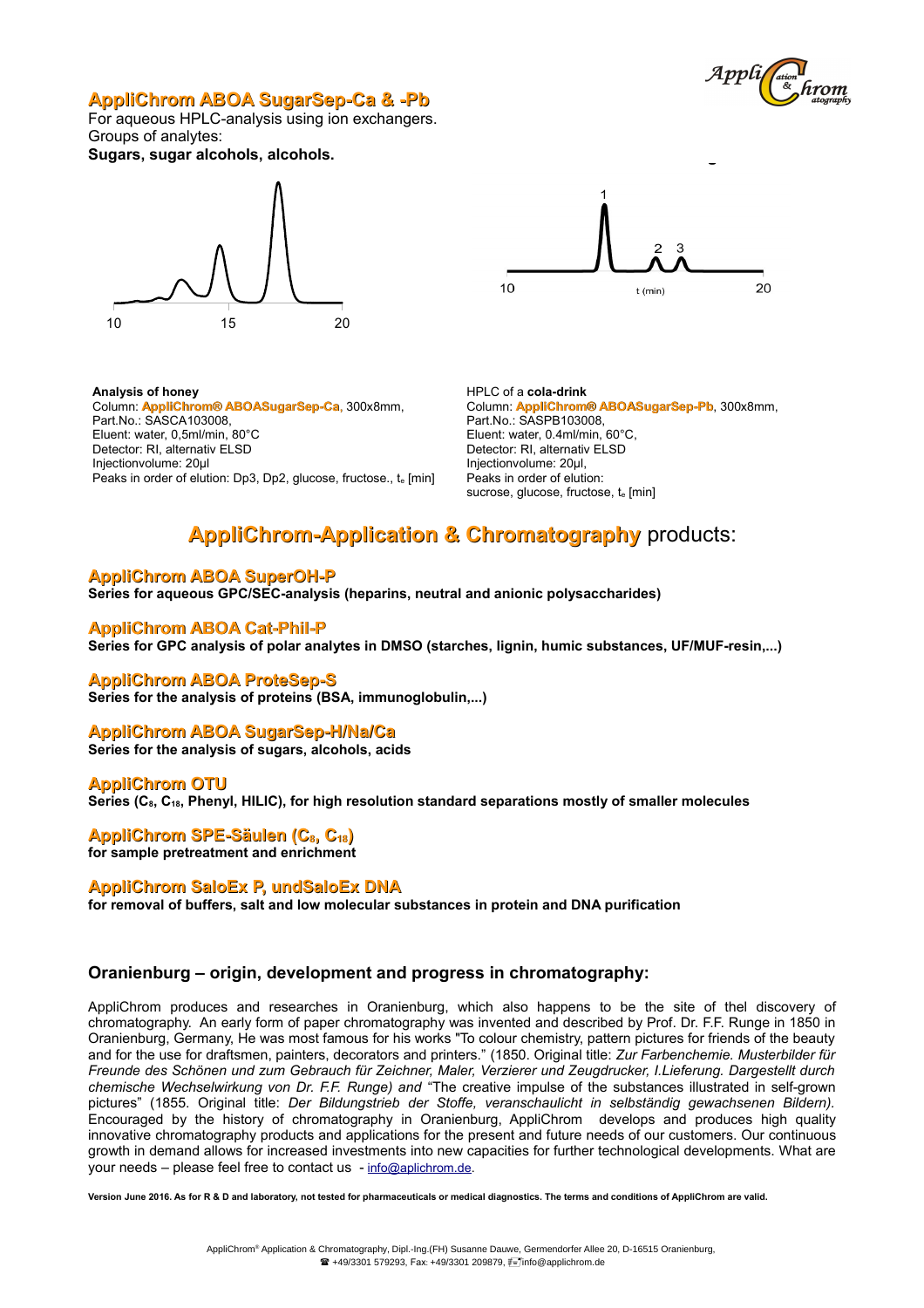## AppliChrom ABOA SugarSep-Ca & -Pb

For aqueous HPLC-analysis using ion exchangers.
Groups of analytes:
**Sugars, sugar alcohols, alcohols.**

10
15
20

1
2 3
10
t (min)
20

**Analysis of honey**
Column: **AppliChrom® ABOASugarSep-Ca**, 300x8mm,
Part.No.: SASCA103008,
Eluent: water, 0,5ml/min, 80°C
Detector: RI, alternativ ELSD
Injectionvolume: 20µl
Peaks in order of elution: Dp3, Dp2, glucose, fructose., $t_e$ [min]

HPLC of a **cola-drink**
Column: **AppliChrom® ABOASugarSep-Pb**, 300x8mm,
Part.No.: SASPB103008,
Eluent: water, 0.4ml/min, 60°C,
Detector: RI, alternativ ELSD
Injectionvolume: 20µl,
Peaks in order of elution:
sucrose, glucose, fructose, $t_e$ [min]

## AppliChrom-Application & Chromatography products:

### AppliChrom ABOA SuperOH-P
**Series for aqueous GPC/SEC-analysis (heparins, neutral and anionic polysaccharides)**

### AppliChrom ABOA Cat-Phil-P
**Series for GPC analysis of polar analytes in DMSO (starches, lignin, humic substances, UF/MUF-resin,...)**

### AppliChrom ABOA ProteSep-S
**Series for the analysis of proteins (BSA, immunoglobulin,...)**

### AppliChrom ABOA SugarSep-H/Na/Ca
**Series for the analysis of sugars, alcohols, acids**

### AppliChrom OTU
**Series ($C_8$, $C_{18}$, Phenyl, HILIC), for high resolution standard separations mostly of smaller molecules**

### AppliChrom SPE-Säulen ($C_8$, $C_{18}$)
**for sample pretreatment and enrichment**

### AppliChrom SaloEx P, undSaloEx DNA
**for removal of buffers, salt and low molecular substances in protein and DNA purification**

## Oranienburg – origin, development and progress in chromatography:

AppliChrom produces and researches in Oranienburg, which also happens to be the site of thel discovery of chromatography. An early form of paper chromatography was invented and described by Prof. Dr. F.F. Runge in 1850 in Oranienburg, Germany, He was most famous for his works "To colour chemistry, pattern pictures for friends of the beauty and for the use for draftsmen, painters, decorators and printers." (1850. Original title: *Zur Farbenchemie. Musterbilder für Freunde des Schönen und zum Gebrauch für Zeichner, Maler, Verzierer und Zeugdrucker, I.Lieferung. Dargestellt durch chemische Wechselwirkung von Dr. F.F. Runge) and* "The creative impulse of the substances illustrated in self-grown pictures" (1855. Original title: *Der Bildungstrieb der Stoffe, veranschaulicht in selbständig gewachsenen Bildern).* Encouraged by the history of chromatography in Oranienburg, AppliChrom develops and produces high quality innovative chromatography products and applications for the present and future needs of our customers. Our continuous growth in demand allows for increased investments into new capacities for further technological developments. What are your needs – please feel free to contact us - info@aplichrom.de.

**Version June 2016. As for R & D and laboratory, not tested for pharmaceuticals or medical diagnostics. The terms and conditions of AppliChrom are valid.**

AppliChrom® Application & Chromatography, Dipl.-Ing.(FH) Susanne Dauwe, Germendorfer Allee 20, D-16515 Oranienburg,
☎ +49/3301 579293, Fax: +49/3301 209879, info@applichrom.de